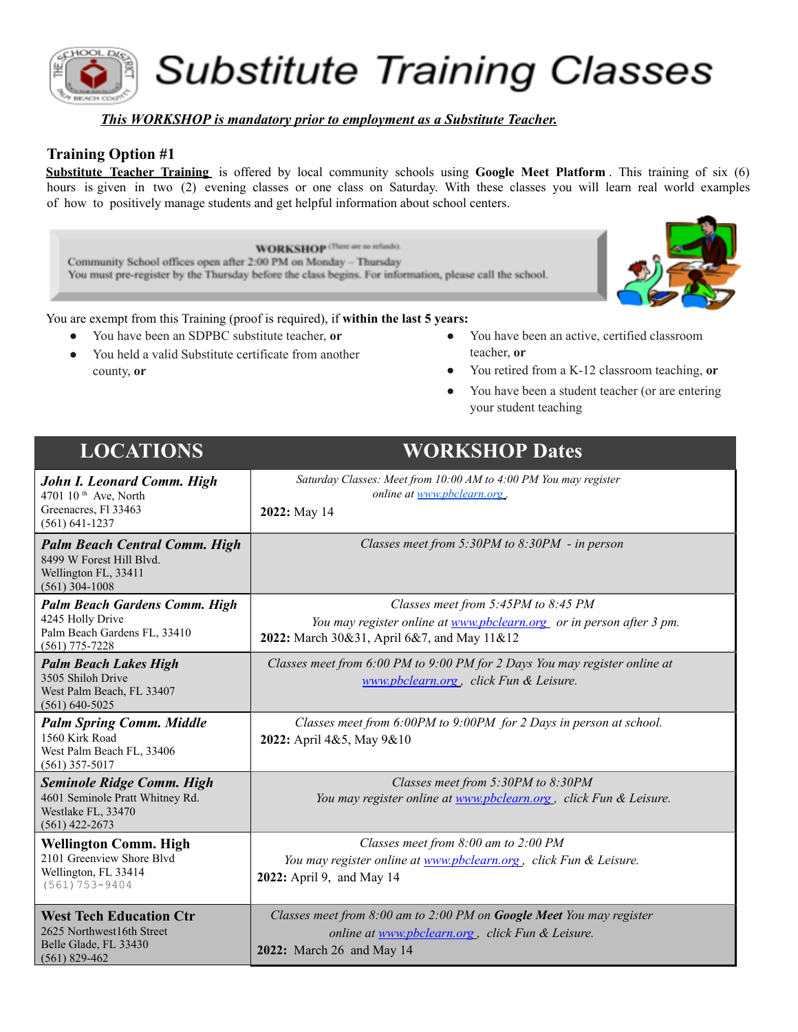# Substitute Training Classes

***This WORKSHOP is mandatory prior to employment as a Substitute Teacher.***

## Training Option #1

**Substitute Teacher Training** is offered by local community schools using **Google Meet Platform**. This training of six (6) hours is given in two (2) evening classes or one class on Saturday. With these classes you will learn real world examples of how to positively manage students and get helpful information about school centers.

**WORKSHOP** (There are no refunds).
Community School offices open after 2:00 PM on Monday – Thursday
You must pre-register by the Thursday before the class begins. For information, please call the school.

You are exempt from this Training (proof is required), if **within the last 5 years:**

- You have been an SDPBC substitute teacher, **or**
- You held a valid Substitute certificate from another county, **or**
- You have been an active, certified classroom teacher, **or**
- You retired from a K-12 classroom teaching, **or**
- You have been a student teacher (or are entering your student teaching

| LOCATIONS | WORKSHOP Dates |
|---|---|
| ***John I. Leonard Comm. High***<br>4701 10 th Ave, North<br>Greenacres, Fl 33463<br>(561) 641-1237 | *Saturday Classes: Meet from 10:00 AM to 4:00 PM You may register online at www.pbclearn.org .*<br>**2022:** May 14 |
| ***Palm Beach Central Comm. High***<br>8499 W Forest Hill Blvd.<br>Wellington FL, 33411<br>(561) 304-1008 | *Classes meet from 5:30PM to 8:30PM - in person* |
| ***Palm Beach Gardens Comm. High***<br>4245 Holly Drive<br>Palm Beach Gardens FL, 33410<br>(561) 775-7228 | *Classes meet from 5:45PM to 8:45 PM*<br>*You may register online at www.pbclearn.org or in person after 3 pm.*<br>**2022:** March 30&31, April 6&7, and May 11&12 |
| ***Palm Beach Lakes High***<br>3505 Shiloh Drive<br>West Palm Beach, FL 33407<br>(561) 640-5025 | *Classes meet from 6:00 PM to 9:00 PM for 2 Days You may register online at www.pbclearn.org , click Fun & Leisure.* |
| ***Palm Spring Comm. Middle***<br>1560 Kirk Road<br>West Palm Beach FL, 33406<br>(561) 357-5017 | *Classes meet from 6:00PM to 9:00PM for 2 Days in person at school.*<br>**2022:** April 4&5, May 9&10 |
| ***Seminole Ridge Comm. High***<br>4601 Seminole Pratt Whitney Rd.<br>Westlake FL, 33470<br>(561) 422-2673 | *Classes meet from 5:30PM to 8:30PM*<br>*You may register online at www.pbclearn.org , click Fun & Leisure.* |
| **Wellington Comm. High**<br>2101 Greenview Shore Blvd<br>Wellington, FL 33414<br>(561)753-9404 | *Classes meet from 8:00 am to 2:00 PM*<br>*You may register online at www.pbclearn.org , click Fun & Leisure.*<br>**2022:** April 9, and May 14 |
| **West Tech Education Ctr**<br>2625 Northwest16th Street<br>Belle Glade, FL 33430<br>(561) 829-462 | *Classes meet from 8:00 am to 2:00 PM on **Google Meet** You may register online at www.pbclearn.org , click Fun & Leisure.*<br>**2022:** March 26 and May 14 |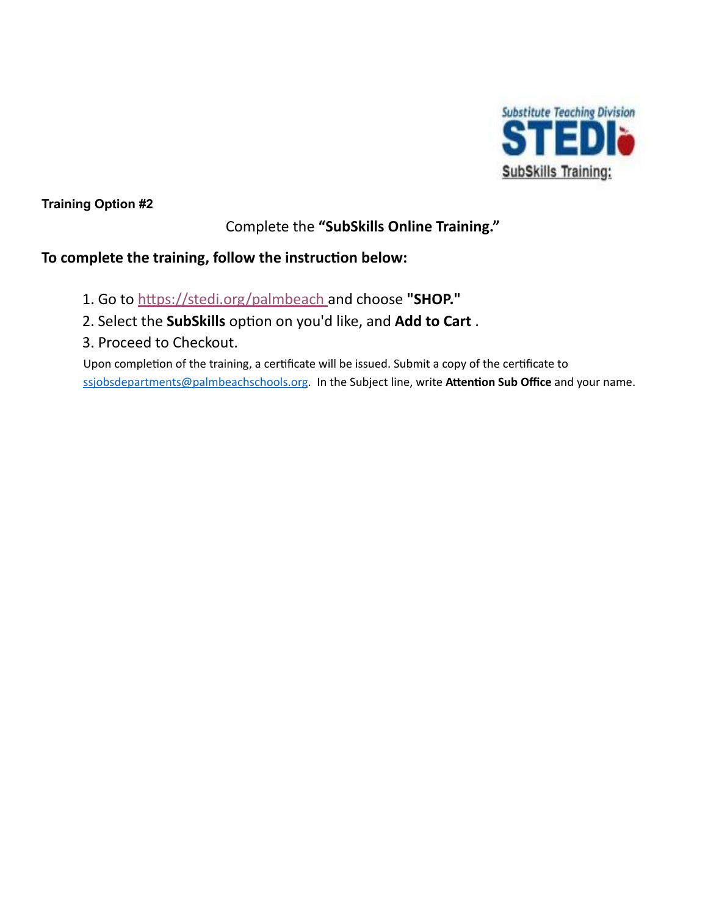Substitute Teaching Division
STEDI
SubSkills Training:

**Training Option #2**

Complete the **"SubSkills Online Training."**

## To complete the training, follow the instruction below:

1. Go to https://stedi.org/palmbeach and choose **"SHOP."**
2. Select the **SubSkills** option on you'd like, and **Add to Cart** .
3. Proceed to Checkout.

Upon completion of the training, a certificate will be issued. Submit a copy of the certificate to ssjobsdepartments@palmbeachschools.org. In the Subject line, write **Attention Sub Office** and your name.